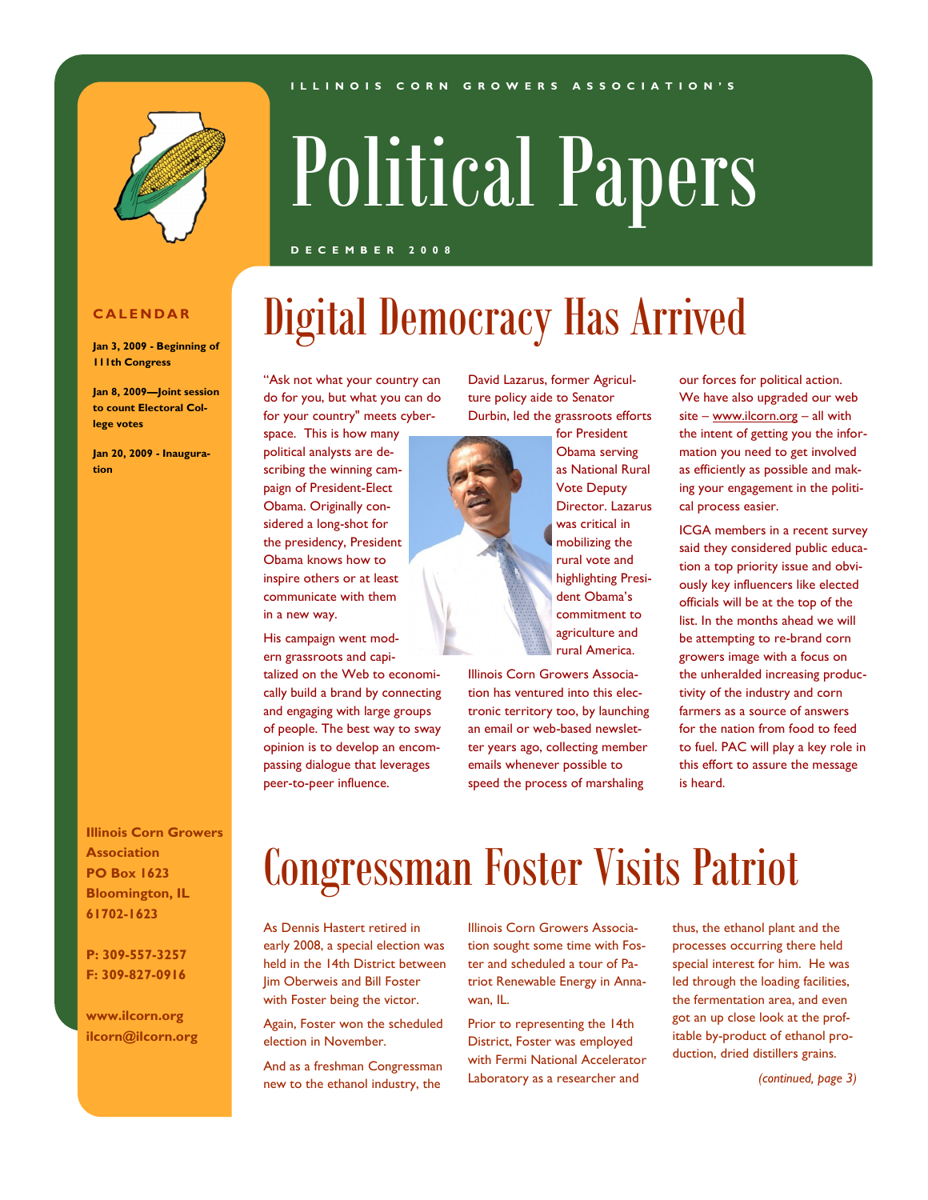ILLINOIS CORN GROWERS ASSOCIATION'S

# Political Papers

DECEMBER 2008

**CALENDAR**

**Jan 3, 2009 - Beginning of 111th Congress**

**Jan 8, 2009—Joint session to count Electoral College votes**

**Jan 20, 2009 - Inauguration**

**Illinois Corn Growers Association**
**PO Box 1623**
**Bloomington, IL 61702-1623**

**P: 309-557-3257**
**F: 309-827-0916**

**www.ilcorn.org**
**ilcorn@ilcorn.org**

## Digital Democracy Has Arrived

"Ask not what your country can do for you, but what you can do for your country" meets cyberspace. This is how many political analysts are describing the winning campaign of President-Elect Obama. Originally considered a long-shot for the presidency, President Obama knows how to inspire others or at least communicate with them in a new way.

His campaign went modern grassroots and capitalized on the Web to economically build a brand by connecting and engaging with large groups of people. The best way to sway opinion is to develop an encompassing dialogue that leverages peer-to-peer influence.

David Lazarus, former Agriculture policy aide to Senator Durbin, led the grassroots efforts for President Obama serving as National Rural Vote Deputy Director. Lazarus was critical in mobilizing the rural vote and highlighting President Obama's commitment to agriculture and rural America.

Illinois Corn Growers Association has ventured into this electronic territory too, by launching an email or web-based newsletter years ago, collecting member emails whenever possible to speed the process of marshaling our forces for political action. We have also upgraded our web site – www.ilcorn.org – all with the intent of getting you the information you need to get involved as efficiently as possible and making your engagement in the political process easier.

ICGA members in a recent survey said they considered public education a top priority issue and obviously key influencers like elected officials will be at the top of the list. In the months ahead we will be attempting to re-brand corn growers image with a focus on the unheralded increasing productivity of the industry and corn farmers as a source of answers for the nation from food to feed to fuel. PAC will play a key role in this effort to assure the message is heard.

## Congressman Foster Visits Patriot

As Dennis Hastert retired in early 2008, a special election was held in the 14th District between Jim Oberweis and Bill Foster with Foster being the victor.

Again, Foster won the scheduled election in November.

And as a freshman Congressman new to the ethanol industry, the Illinois Corn Growers Association sought some time with Foster and scheduled a tour of Patriot Renewable Energy in Annawan, IL.

Prior to representing the 14th District, Foster was employed with Fermi National Accelerator Laboratory as a researcher and thus, the ethanol plant and the processes occurring there held special interest for him. He was led through the loading facilities, the fermentation area, and even got an up close look at the profitable by-product of ethanol production, dried distillers grains.

*(continued, page 3)*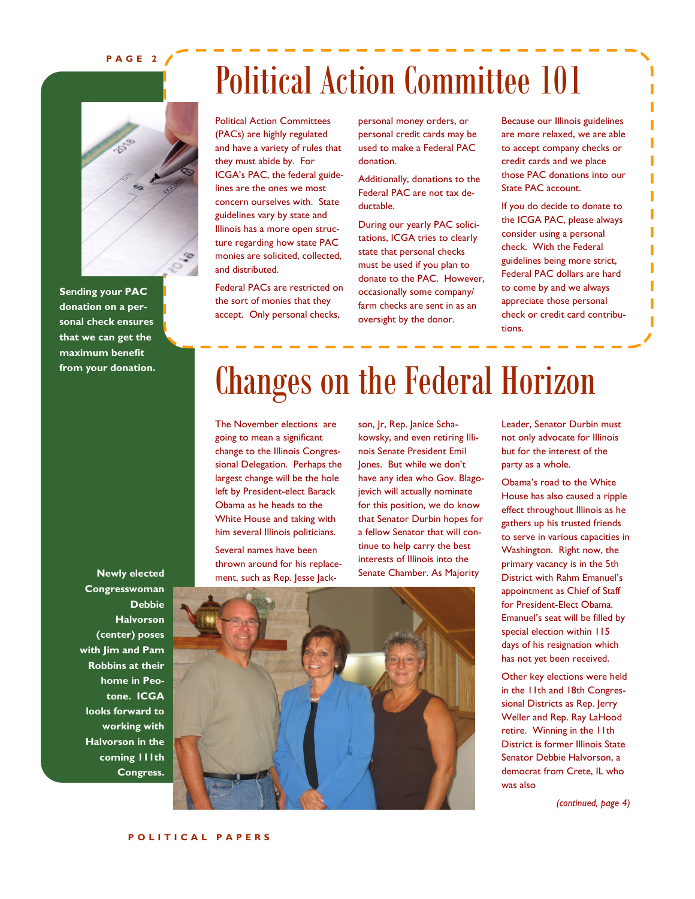# Political Action Committee 101

Political Action Committees (PACs) are highly regulated and have a variety of rules that they must abide by. For ICGA's PAC, the federal guidelines are the ones we most concern ourselves with. State guidelines vary by state and Illinois has a more open structure regarding how state PAC monies are solicited, collected, and distributed.

Federal PACs are restricted on the sort of monies that they accept. Only personal checks, personal money orders, or personal credit cards may be used to make a Federal PAC donation.

Additionally, donations to the Federal PAC are not tax deductable.

During our yearly PAC solicitations, ICGA tries to clearly state that personal checks must be used if you plan to donate to the PAC. However, occasionally some company/farm checks are sent in as an oversight by the donor.

Because our Illinois guidelines are more relaxed, we are able to accept company checks or credit cards and we place those PAC donations into our State PAC account.

If you do decide to donate to the ICGA PAC, please always consider using a personal check. With the Federal guidelines being more strict, Federal PAC dollars are hard to come by and we always appreciate those personal check or credit card contributions.

**Sending your PAC donation on a personal check ensures that we can get the maximum benefit from your donation.**

# Changes on the Federal Horizon

The November elections are going to mean a significant change to the Illinois Congressional Delegation. Perhaps the largest change will be the hole left by President-elect Barack Obama as he heads to the White House and taking with him several Illinois politicians.

Several names have been thrown around for his replacement, such as Rep. Jesse Jackson, Jr, Rep. Janice Schakowsky, and even retiring Illinois Senate President Emil Jones. But while we don't have any idea who Gov. Blagojevich will actually nominate for this position, we do know that Senator Durbin hopes for a fellow Senator that will continue to help carry the best interests of Illinois into the Senate Chamber. As Majority Leader, Senator Durbin must not only advocate for Illinois but for the interest of the party as a whole.

Obama's road to the White House has also caused a ripple effect throughout Illinois as he gathers up his trusted friends to serve in various capacities in Washington. Right now, the primary vacancy is in the 5th District with Rahm Emanuel's appointment as Chief of Staff for President-Elect Obama. Emanuel's seat will be filled by special election within 115 days of his resignation which has not yet been received.

Other key elections were held in the 11th and 18th Congressional Districts as Rep. Jerry Weller and Rep. Ray LaHood retire. Winning in the 11th District is former Illinois State Senator Debbie Halvorson, a democrat from Crete, IL who was also

*(continued, page 4)*

**Newly elected Congresswoman Debbie Halvorson (center) poses with Jim and Pam Robbins at their home in Peotone. ICGA looks forward to working with Halvorson in the coming 111th Congress.**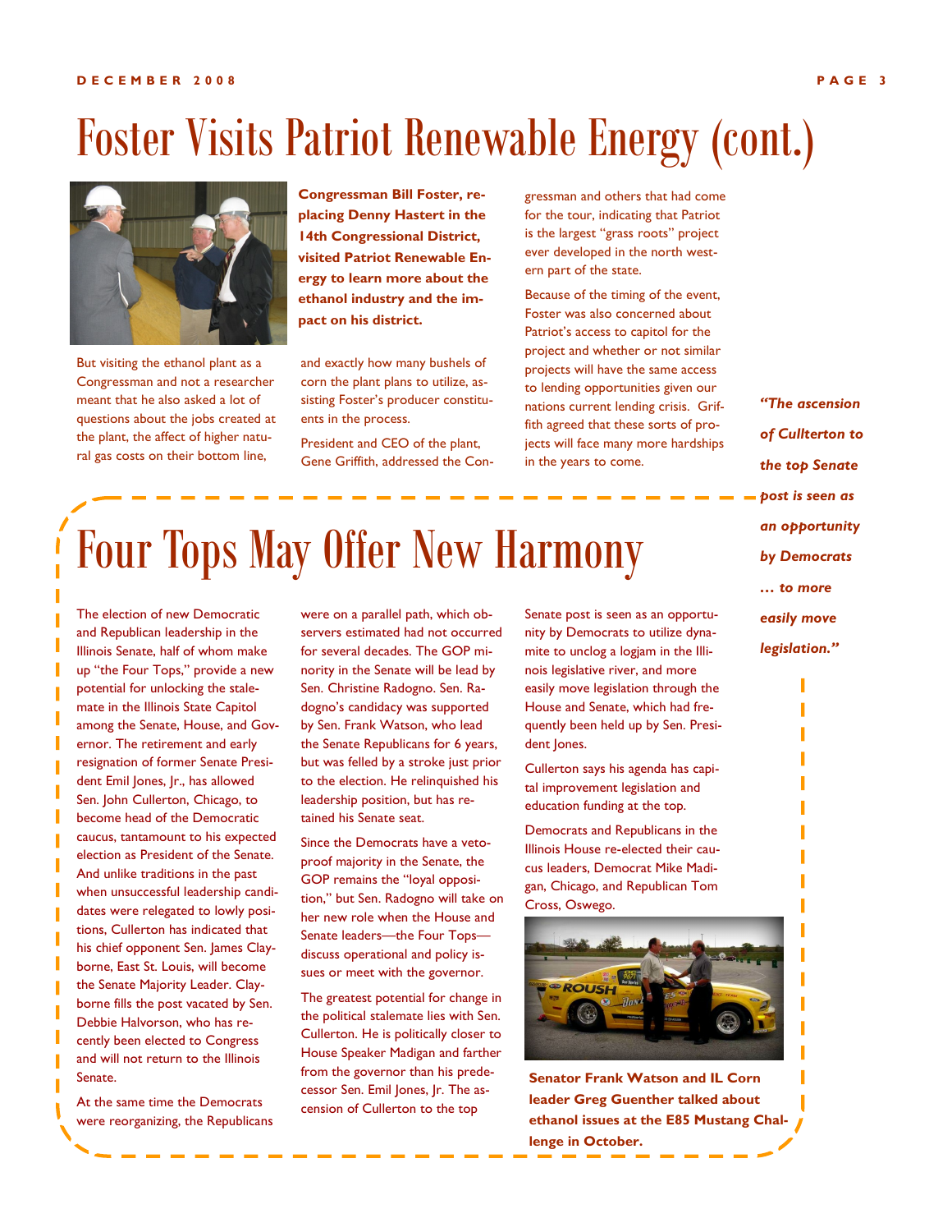# Foster Visits Patriot Renewable Energy (cont.)

**Congressman Bill Foster, replacing Denny Hastert in the 14th Congressional District, visited Patriot Renewable Energy to learn more about the ethanol industry and the impact on his district.**

But visiting the ethanol plant as a Congressman and not a researcher meant that he also asked a lot of questions about the jobs created at the plant, the affect of higher natural gas costs on their bottom line, and exactly how many bushels of corn the plant plans to utilize, assisting Foster's producer constituents in the process.

President and CEO of the plant, Gene Griffith, addressed the Congressman and others that had come for the tour, indicating that Patriot is the largest "grass roots" project ever developed in the north western part of the state.

Because of the timing of the event, Foster was also concerned about Patriot's access to capitol for the project and whether or not similar projects will have the same access to lending opportunities given our nations current lending crisis. Griffith agreed that these sorts of projects will face many more hardships in the years to come.

# Four Tops May Offer New Harmony

The election of new Democratic and Republican leadership in the Illinois Senate, half of whom make up "the Four Tops," provide a new potential for unlocking the stalemate in the Illinois State Capitol among the Senate, House, and Governor. The retirement and early resignation of former Senate President Emil Jones, Jr., has allowed Sen. John Cullerton, Chicago, to become head of the Democratic caucus, tantamount to his expected election as President of the Senate. And unlike traditions in the past when unsuccessful leadership candidates were relegated to lowly positions, Cullerton has indicated that his chief opponent Sen. James Clayborne, East St. Louis, will become the Senate Majority Leader. Clayborne fills the post vacated by Sen. Debbie Halvorson, who has recently been elected to Congress and will not return to the Illinois Senate.

At the same time the Democrats were reorganizing, the Republicans were on a parallel path, which observers estimated had not occurred for several decades. The GOP minority in the Senate will be lead by Sen. Christine Radogno. Sen. Radogno's candidacy was supported by Sen. Frank Watson, who lead the Senate Republicans for 6 years, but was felled by a stroke just prior to the election. He relinquished his leadership position, but has retained his Senate seat.

Since the Democrats have a veto-proof majority in the Senate, the GOP remains the "loyal opposition," but Sen. Radogno will take on her new role when the House and Senate leaders—the Four Tops—discuss operational and policy issues or meet with the governor.

The greatest potential for change in the political stalemate lies with Sen. Cullerton. He is politically closer to House Speaker Madigan and farther from the governor than his predecessor Sen. Emil Jones, Jr. The ascension of Cullerton to the top Senate post is seen as an opportunity by Democrats to utilize dynamite to unclog a logjam in the Illinois legislative river, and more easily move legislation through the House and Senate, which had frequently been held up by Sen. President Jones.

Cullerton says his agenda has capital improvement legislation and education funding at the top.

Democrats and Republicans in the Illinois House re-elected their caucus leaders, Democrat Mike Madigan, Chicago, and Republican Tom Cross, Oswego.

***"The ascension of Cullterton to the top Senate post is seen as an opportunity by Democrats … to more easily move legislation."***

**Senator Frank Watson and IL Corn leader Greg Guenther talked about ethanol issues at the E85 Mustang Challenge in October.**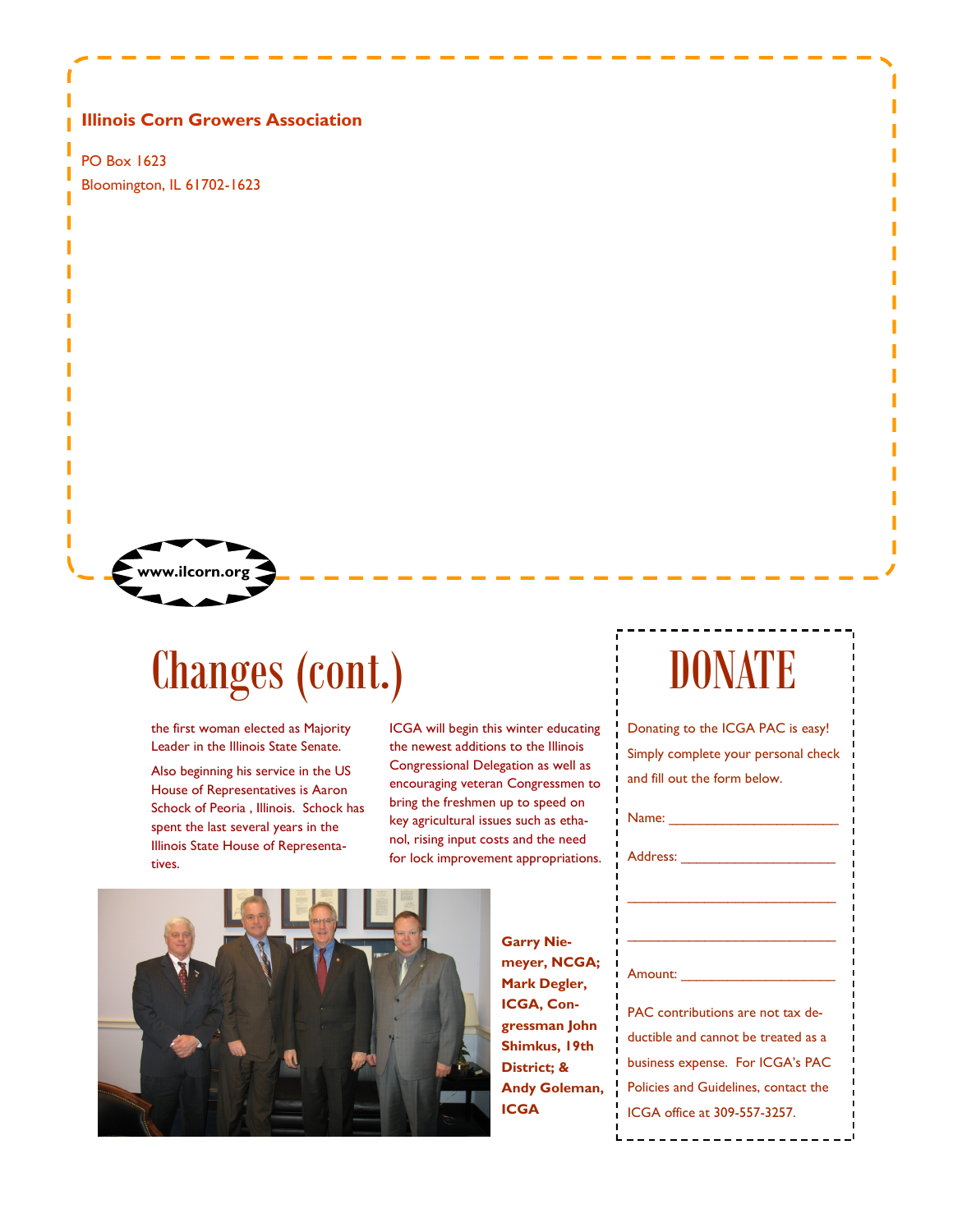**Illinois Corn Growers Association**

PO Box 1623
Bloomington, IL 61702-1623

www.ilcorn.org

# Changes (cont.)

the first woman elected as Majority Leader in the Illinois State Senate.

Also beginning his service in the US House of Representatives is Aaron Schock of Peoria , Illinois. Schock has spent the last several years in the Illinois State House of Representatives.

ICGA will begin this winter educating the newest additions to the Illinois Congressional Delegation as well as encouraging veteran Congressmen to bring the freshmen up to speed on key agricultural issues such as ethanol, rising input costs and the need for lock improvement appropriations.

**Garry Niemeyer, NCGA; Mark Degler, ICGA, Congressman John Shimkus, 19th District; & Andy Goleman, ICGA**

# DONATE

Donating to the ICGA PAC is easy! Simply complete your personal check and fill out the form below.

Name: ______________________

Address: ____________________

____________________________

____________________________

Amount: ____________________

PAC contributions are not tax deductible and cannot be treated as a business expense. For ICGA's PAC Policies and Guidelines, contact the ICGA office at 309-557-3257.